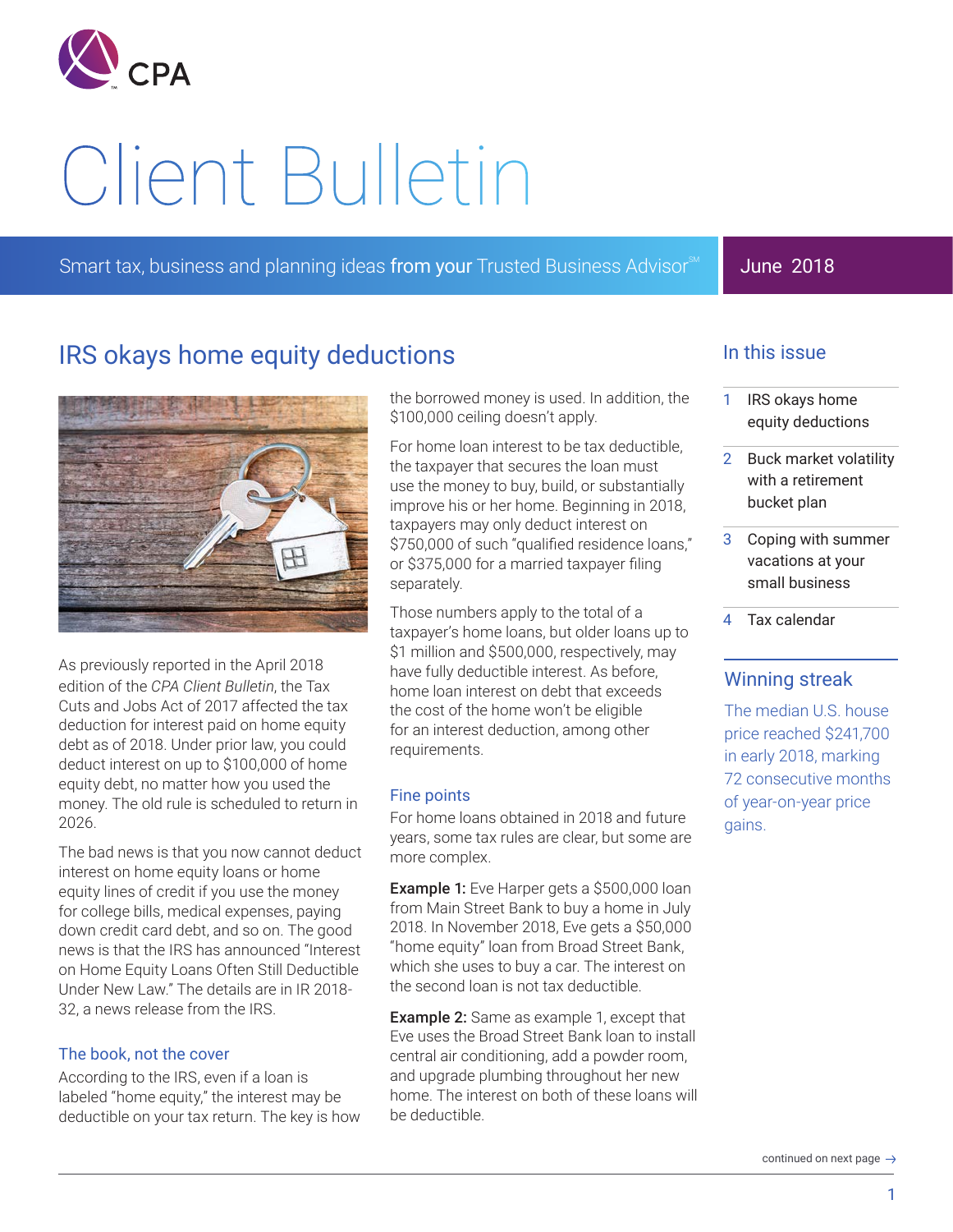# Client Bulletin

Smart tax, business and planning ideas from your Trusted Business Advisor℠

June 2018

## IRS okays home equity deductions

As previously reported in the April 2018 edition of the *CPA Client Bulletin*, the Tax Cuts and Jobs Act of 2017 affected the tax deduction for interest paid on home equity debt as of 2018. Under prior law, you could deduct interest on up to $100,000 of home equity debt, no matter how you used the money. The old rule is scheduled to return in 2026.

The bad news is that you now cannot deduct interest on home equity loans or home equity lines of credit if you use the money for college bills, medical expenses, paying down credit card debt, and so on. The good news is that the IRS has announced "Interest on Home Equity Loans Often Still Deductible Under New Law." The details are in IR 2018-32, a news release from the IRS.

### The book, not the cover

According to the IRS, even if a loan is labeled "home equity," the interest may be deductible on your tax return. The key is how the borrowed money is used. In addition, the $100,000 ceiling doesn't apply.

For home loan interest to be tax deductible, the taxpayer that secures the loan must use the money to buy, build, or substantially improve his or her home. Beginning in 2018, taxpayers may only deduct interest on $750,000 of such "qualified residence loans," or $375,000 for a married taxpayer filing separately.

Those numbers apply to the total of a taxpayer's home loans, but older loans up to $1 million and $500,000, respectively, may have fully deductible interest. As before, home loan interest on debt that exceeds the cost of the home won't be eligible for an interest deduction, among other requirements.

### Fine points

For home loans obtained in 2018 and future years, some tax rules are clear, but some are more complex.

**Example 1:** Eve Harper gets a $500,000 loan from Main Street Bank to buy a home in July 2018. In November 2018, Eve gets a $50,000 "home equity" loan from Broad Street Bank, which she uses to buy a car. The interest on the second loan is not tax deductible.

**Example 2:** Same as example 1, except that Eve uses the Broad Street Bank loan to install central air conditioning, add a powder room, and upgrade plumbing throughout her new home. The interest on both of these loans will be deductible.

continued on next page →

## In this issue

1. IRS okays home equity deductions
2. Buck market volatility with a retirement bucket plan
3. Coping with summer vacations at your small business
4. Tax calendar

## Winning streak

The median U.S. house price reached $241,700 in early 2018, marking 72 consecutive months of year-on-year price gains.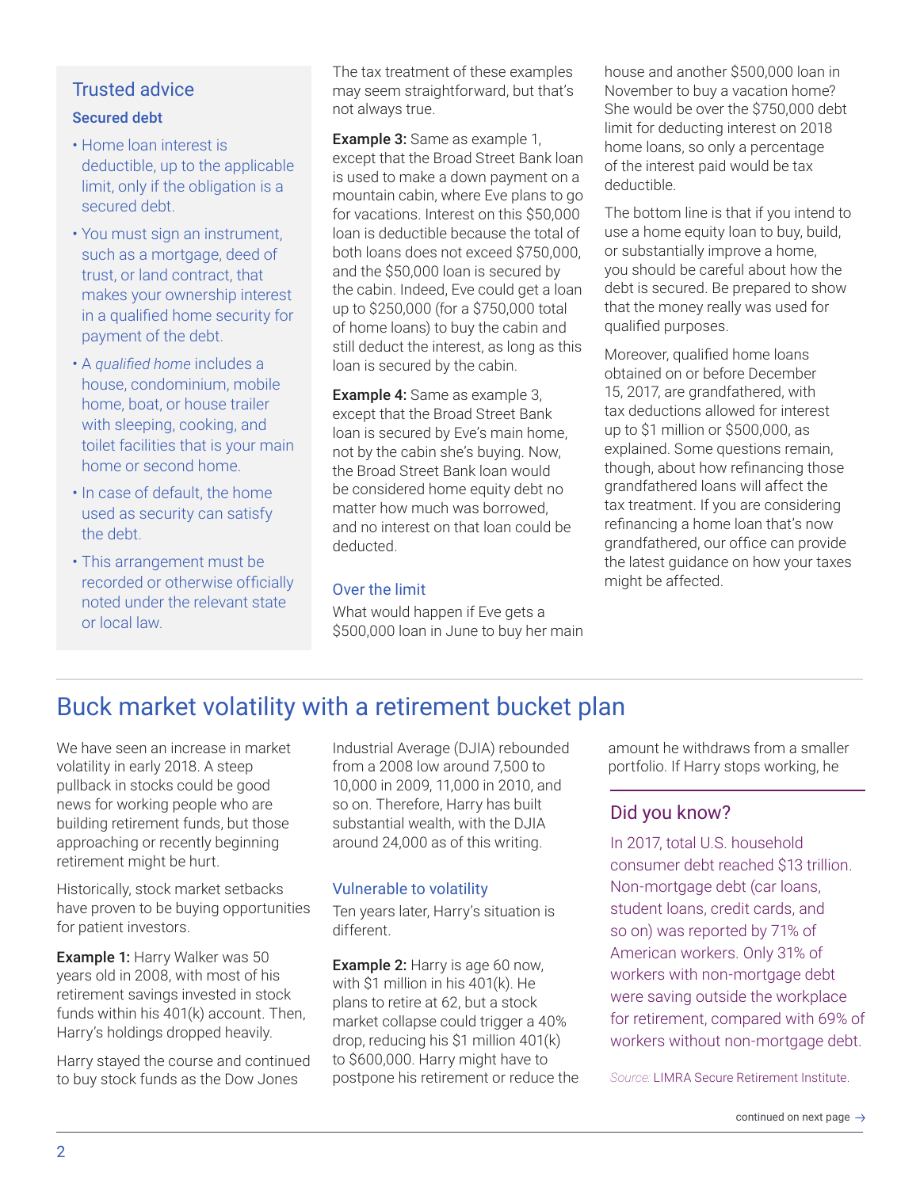### Trusted advice

**Secured debt**

- Home loan interest is deductible, up to the applicable limit, only if the obligation is a secured debt.
- You must sign an instrument, such as a mortgage, deed of trust, or land contract, that makes your ownership interest in a qualified home security for payment of the debt.
- A *qualified home* includes a house, condominium, mobile home, boat, or house trailer with sleeping, cooking, and toilet facilities that is your main home or second home.
- In case of default, the home used as security can satisfy the debt.
- This arrangement must be recorded or otherwise officially noted under the relevant state or local law.

The tax treatment of these examples may seem straightforward, but that's not always true.

**Example 3:** Same as example 1, except that the Broad Street Bank loan is used to make a down payment on a mountain cabin, where Eve plans to go for vacations. Interest on this $50,000 loan is deductible because the total of both loans does not exceed $750,000, and the $50,000 loan is secured by the cabin. Indeed, Eve could get a loan up to $250,000 (for a $750,000 total of home loans) to buy the cabin and still deduct the interest, as long as this loan is secured by the cabin.

**Example 4:** Same as example 3, except that the Broad Street Bank loan is secured by Eve's main home, not by the cabin she's buying. Now, the Broad Street Bank loan would be considered home equity debt no matter how much was borrowed, and no interest on that loan could be deducted.

### Over the limit

What would happen if Eve gets a $500,000 loan in June to buy her main house and another $500,000 loan in November to buy a vacation home? She would be over the $750,000 debt limit for deducting interest on 2018 home loans, so only a percentage of the interest paid would be tax deductible.

The bottom line is that if you intend to use a home equity loan to buy, build, or substantially improve a home, you should be careful about how the debt is secured. Be prepared to show that the money really was used for qualified purposes.

Moreover, qualified home loans obtained on or before December 15, 2017, are grandfathered, with tax deductions allowed for interest up to $1 million or $500,000, as explained. Some questions remain, though, about how refinancing those grandfathered loans will affect the tax treatment. If you are considering refinancing a home loan that's now grandfathered, our office can provide the latest guidance on how your taxes might be affected.

## Buck market volatility with a retirement bucket plan

We have seen an increase in market volatility in early 2018. A steep pullback in stocks could be good news for working people who are building retirement funds, but those approaching or recently beginning retirement might be hurt.

Historically, stock market setbacks have proven to be buying opportunities for patient investors.

**Example 1:** Harry Walker was 50 years old in 2008, with most of his retirement savings invested in stock funds within his 401(k) account. Then, Harry's holdings dropped heavily.

Harry stayed the course and continued to buy stock funds as the Dow Jones Industrial Average (DJIA) rebounded from a 2008 low around 7,500 to 10,000 in 2009, 11,000 in 2010, and so on. Therefore, Harry has built substantial wealth, with the DJIA around 24,000 as of this writing.

### Vulnerable to volatility

Ten years later, Harry's situation is different.

**Example 2:** Harry is age 60 now, with $1 million in his 401(k). He plans to retire at 62, but a stock market collapse could trigger a 40% drop, reducing his $1 million 401(k) to $600,000. Harry might have to postpone his retirement or reduce the amount he withdraws from a smaller portfolio. If Harry stops working, he

### Did you know?

In 2017, total U.S. household consumer debt reached $13 trillion. Non-mortgage debt (car loans, student loans, credit cards, and so on) was reported by 71% of American workers. Only 31% of workers with non-mortgage debt were saving outside the workplace for retirement, compared with 69% of workers without non-mortgage debt.

*Source:* LIMRA Secure Retirement Institute.

continued on next page →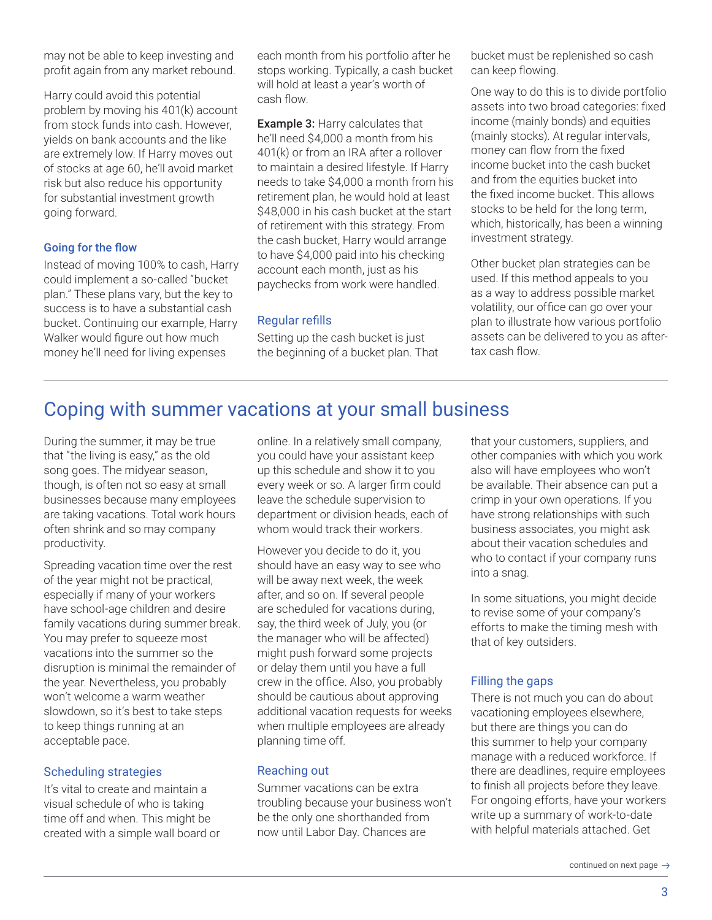may not be able to keep investing and profit again from any market rebound.

Harry could avoid this potential problem by moving his 401(k) account from stock funds into cash. However, yields on bank accounts and the like are extremely low. If Harry moves out of stocks at age 60, he'll avoid market risk but also reduce his opportunity for substantial investment growth going forward.

### Going for the flow

Instead of moving 100% to cash, Harry could implement a so-called "bucket plan." These plans vary, but the key to success is to have a substantial cash bucket. Continuing our example, Harry Walker would figure out how much money he'll need for living expenses each month from his portfolio after he stops working. Typically, a cash bucket will hold at least a year's worth of cash flow.

**Example 3:** Harry calculates that he'll need $4,000 a month from his 401(k) or from an IRA after a rollover to maintain a desired lifestyle. If Harry needs to take $4,000 a month from his retirement plan, he would hold at least $48,000 in his cash bucket at the start of retirement with this strategy. From the cash bucket, Harry would arrange to have $4,000 paid into his checking account each month, just as his paychecks from work were handled.

### Regular refills

Setting up the cash bucket is just the beginning of a bucket plan. That bucket must be replenished so cash can keep flowing.

One way to do this is to divide portfolio assets into two broad categories: fixed income (mainly bonds) and equities (mainly stocks). At regular intervals, money can flow from the fixed income bucket into the cash bucket and from the equities bucket into the fixed income bucket. This allows stocks to be held for the long term, which, historically, has been a winning investment strategy.

Other bucket plan strategies can be used. If this method appeals to you as a way to address possible market volatility, our office can go over your plan to illustrate how various portfolio assets can be delivered to you as after-tax cash flow.

## Coping with summer vacations at your small business

During the summer, it may be true that "the living is easy," as the old song goes. The midyear season, though, is often not so easy at small businesses because many employees are taking vacations. Total work hours often shrink and so may company productivity.

Spreading vacation time over the rest of the year might not be practical, especially if many of your workers have school-age children and desire family vacations during summer break. You may prefer to squeeze most vacations into the summer so the disruption is minimal the remainder of the year. Nevertheless, you probably won't welcome a warm weather slowdown, so it's best to take steps to keep things running at an acceptable pace.

### Scheduling strategies

It's vital to create and maintain a visual schedule of who is taking time off and when. This might be created with a simple wall board or online. In a relatively small company, you could have your assistant keep up this schedule and show it to you every week or so. A larger firm could leave the schedule supervision to department or division heads, each of whom would track their workers.

However you decide to do it, you should have an easy way to see who will be away next week, the week after, and so on. If several people are scheduled for vacations during, say, the third week of July, you (or the manager who will be affected) might push forward some projects or delay them until you have a full crew in the office. Also, you probably should be cautious about approving additional vacation requests for weeks when multiple employees are already planning time off.

### Reaching out

Summer vacations can be extra troubling because your business won't be the only one shorthanded from now until Labor Day. Chances are that your customers, suppliers, and other companies with which you work also will have employees who won't be available. Their absence can put a crimp in your own operations. If you have strong relationships with such business associates, you might ask about their vacation schedules and who to contact if your company runs into a snag.

In some situations, you might decide to revise some of your company's efforts to make the timing mesh with that of key outsiders.

### Filling the gaps

There is not much you can do about vacationing employees elsewhere, but there are things you can do this summer to help your company manage with a reduced workforce. If there are deadlines, require employees to finish all projects before they leave. For ongoing efforts, have your workers write up a summary of work-to-date with helpful materials attached. Get

continued on next page →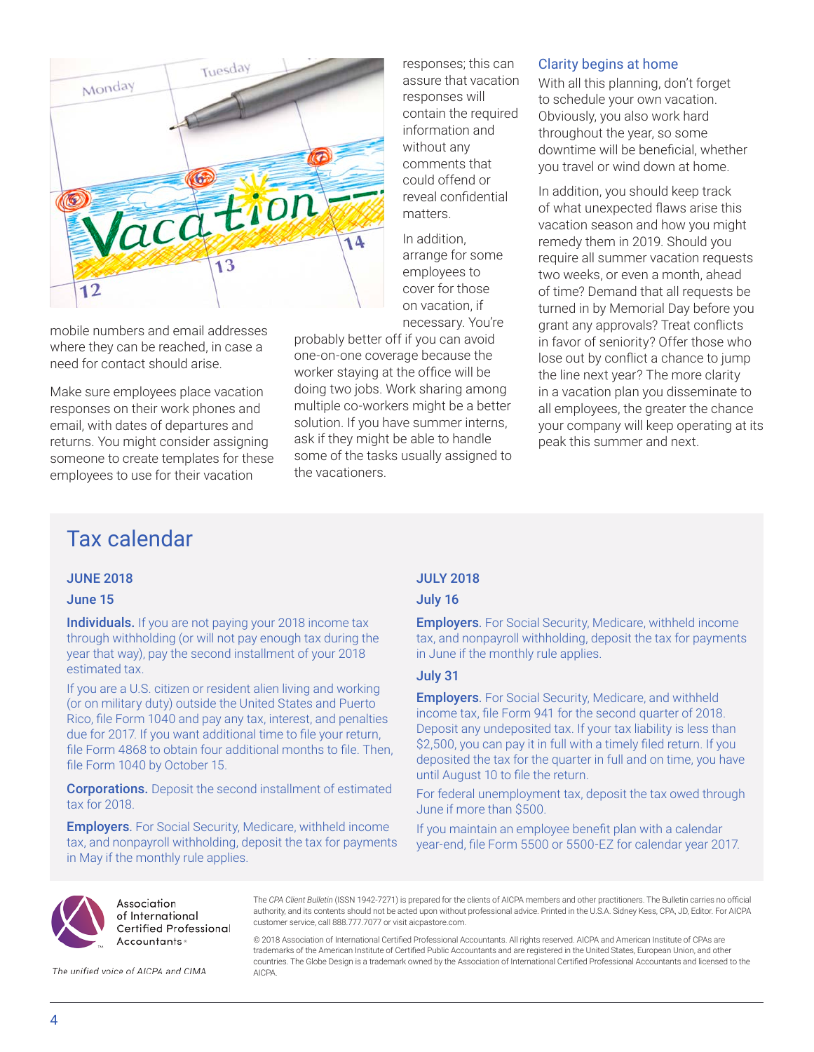mobile numbers and email addresses where they can be reached, in case a need for contact should arise.

Make sure employees place vacation responses on their work phones and email, with dates of departures and returns. You might consider assigning someone to create templates for these employees to use for their vacation responses; this can assure that vacation responses will contain the required information and without any comments that could offend or reveal confidential matters.

In addition, arrange for some employees to cover for those on vacation, if necessary. You're probably better off if you can avoid one-on-one coverage because the worker staying at the office will be doing two jobs. Work sharing among multiple co-workers might be a better solution. If you have summer interns, ask if they might be able to handle some of the tasks usually assigned to the vacationers.

### Clarity begins at home

With all this planning, don't forget to schedule your own vacation. Obviously, you also work hard throughout the year, so some downtime will be beneficial, whether you travel or wind down at home.

In addition, you should keep track of what unexpected flaws arise this vacation season and how you might remedy them in 2019. Should you require all summer vacation requests two weeks, or even a month, ahead of time? Demand that all requests be turned in by Memorial Day before you grant any approvals? Treat conflicts in favor of seniority? Offer those who lose out by conflict a chance to jump the line next year? The more clarity in a vacation plan you disseminate to all employees, the greater the chance your company will keep operating at its peak this summer and next.

## Tax calendar

### JUNE 2018

#### June 15

**Individuals.** If you are not paying your 2018 income tax through withholding (or will not pay enough tax during the year that way), pay the second installment of your 2018 estimated tax.

If you are a U.S. citizen or resident alien living and working (or on military duty) outside the United States and Puerto Rico, file Form 1040 and pay any tax, interest, and penalties due for 2017. If you want additional time to file your return, file Form 4868 to obtain four additional months to file. Then, file Form 1040 by October 15.

**Corporations.** Deposit the second installment of estimated tax for 2018.

**Employers.** For Social Security, Medicare, withheld income tax, and nonpayroll withholding, deposit the tax for payments in May if the monthly rule applies.

### JULY 2018

#### July 16

**Employers.** For Social Security, Medicare, withheld income tax, and nonpayroll withholding, deposit the tax for payments in June if the monthly rule applies.

#### July 31

**Employers.** For Social Security, Medicare, and withheld income tax, file Form 941 for the second quarter of 2018. Deposit any undeposited tax. If your tax liability is less than $2,500, you can pay it in full with a timely filed return. If you deposited the tax for the quarter in full and on time, you have until August 10 to file the return.

For federal unemployment tax, deposit the tax owed through June if more than $500.

If you maintain an employee benefit plan with a calendar year-end, file Form 5500 or 5500-EZ for calendar year 2017.

Association of International Certified Professional Accountants

The unified voice of AICPA and CIMA

The *CPA Client Bulletin* (ISSN 1942-7271) is prepared for the clients of AICPA members and other practitioners. The Bulletin carries no official authority, and its contents should not be acted upon without professional advice. Printed in the U.S.A. Sidney Kess, CPA, JD, Editor. For AICPA customer service, call 888.777.7077 or visit aicpastore.com.

© 2018 Association of International Certified Professional Accountants. All rights reserved. AICPA and American Institute of CPAs are trademarks of the American Institute of Certified Public Accountants and are registered in the United States, European Union, and other countries. The Globe Design is a trademark owned by the Association of International Certified Professional Accountants and licensed to the AICPA.